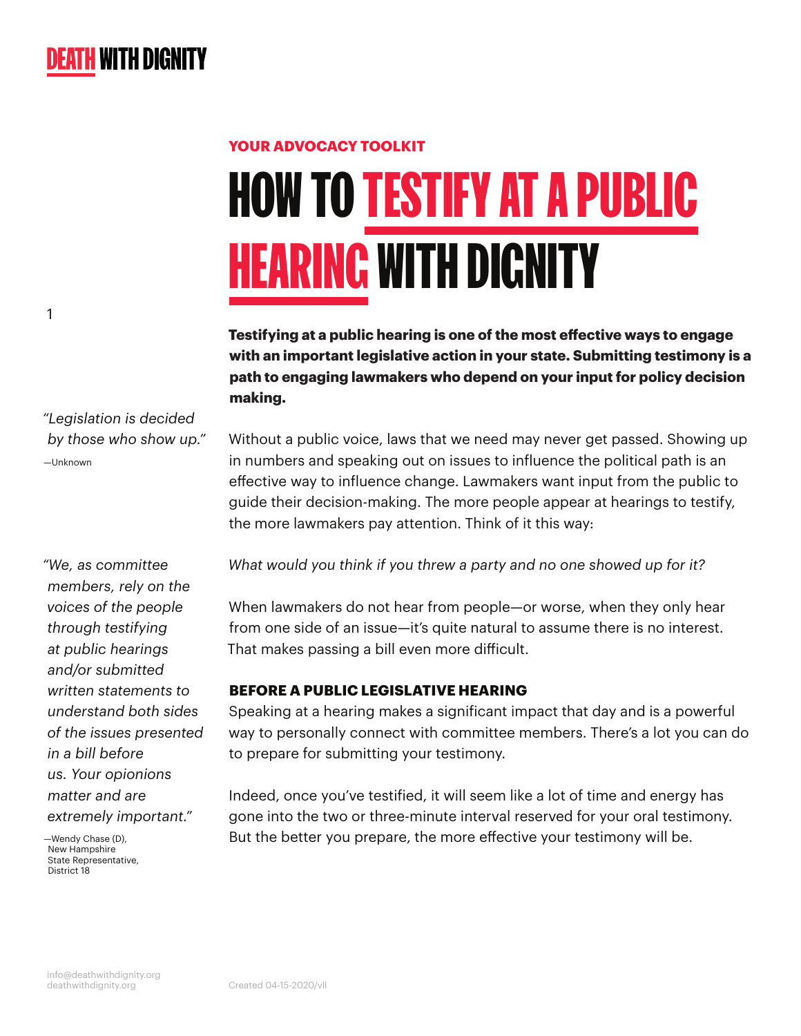**DEATH WITH DIGNITY**

YOUR ADVOCACY TOOLKIT

# HOW TO TESTIFY AT A PUBLIC HEARING WITH DIGNITY

**Testifying at a public hearing is one of the most effective ways to engage with an important legislative action in your state. Submitting testimony is a path to engaging lawmakers who depend on your input for policy decision making.**

*"Legislation is decided by those who show up."*
—Unknown

Without a public voice, laws that we need may never get passed. Showing up in numbers and speaking out on issues to influence the political path is an effective way to influence change. Lawmakers want input from the public to guide their decision-making. The more people appear at hearings to testify, the more lawmakers pay attention. Think of it this way:

*What would you think if you threw a party and no one showed up for it?*

When lawmakers do not hear from people—or worse, when they only hear from one side of an issue—it's quite natural to assume there is no interest. That makes passing a bill even more difficult.

*"We, as committee members, rely on the voices of the people through testifying at public hearings and/or submitted written statements to understand both sides of the issues presented in a bill before us. Your opionions matter and are extremely important."*
—Wendy Chase (D), New Hampshire State Representative, District 18

## BEFORE A PUBLIC LEGISLATIVE HEARING

Speaking at a hearing makes a significant impact that day and is a powerful way to personally connect with committee members. There's a lot you can do to prepare for submitting your testimony.

Indeed, once you've testified, it will seem like a lot of time and energy has gone into the two or three-minute interval reserved for your oral testimony. But the better you prepare, the more effective your testimony will be.

info@deathwithdignity.org
deathwithdignity.org

Created 04-15-2020/vll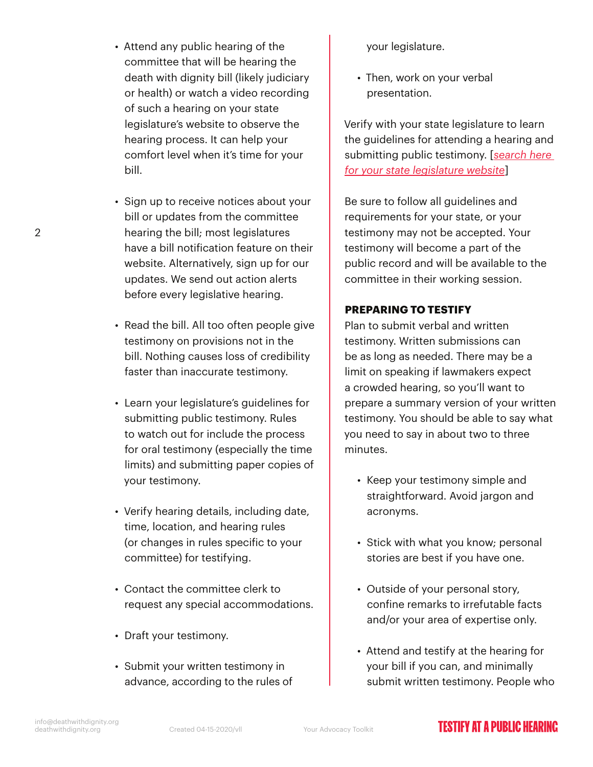- Attend any public hearing of the committee that will be hearing the death with dignity bill (likely judiciary or health) or watch a video recording of such a hearing on your state legislature's website to observe the hearing process. It can help your comfort level when it's time for your bill.

- Sign up to receive notices about your bill or updates from the committee hearing the bill; most legislatures have a bill notification feature on their website. Alternatively, sign up for our updates. We send out action alerts before every legislative hearing.

- Read the bill. All too often people give testimony on provisions not in the bill. Nothing causes loss of credibility faster than inaccurate testimony.

- Learn your legislature's guidelines for submitting public testimony. Rules to watch out for include the process for oral testimony (especially the time limits) and submitting paper copies of your testimony.

- Verify hearing details, including date, time, location, and hearing rules (or changes in rules specific to your committee) for testifying.

- Contact the committee clerk to request any special accommodations.

- Draft your testimony.

- Submit your written testimony in advance, according to the rules of your legislature.

- Then, work on your verbal presentation.

Verify with your state legislature to learn the guidelines for attending a hearing and submitting public testimony. [*search here for your state legislature website*]

Be sure to follow all guidelines and requirements for your state, or your testimony may not be accepted. Your testimony will become a part of the public record and will be available to the committee in their working session.

**PREPARING TO TESTIFY**

Plan to submit verbal and written testimony. Written submissions can be as long as needed. There may be a limit on speaking if lawmakers expect a crowded hearing, so you'll want to prepare a summary version of your written testimony. You should be able to say what you need to say in about two to three minutes.

- Keep your testimony simple and straightforward. Avoid jargon and acronyms.

- Stick with what you know; personal stories are best if you have one.

- Outside of your personal story, confine remarks to irrefutable facts and/or your area of expertise only.

- Attend and testify at the hearing for your bill if you can, and minimally submit written testimony. People who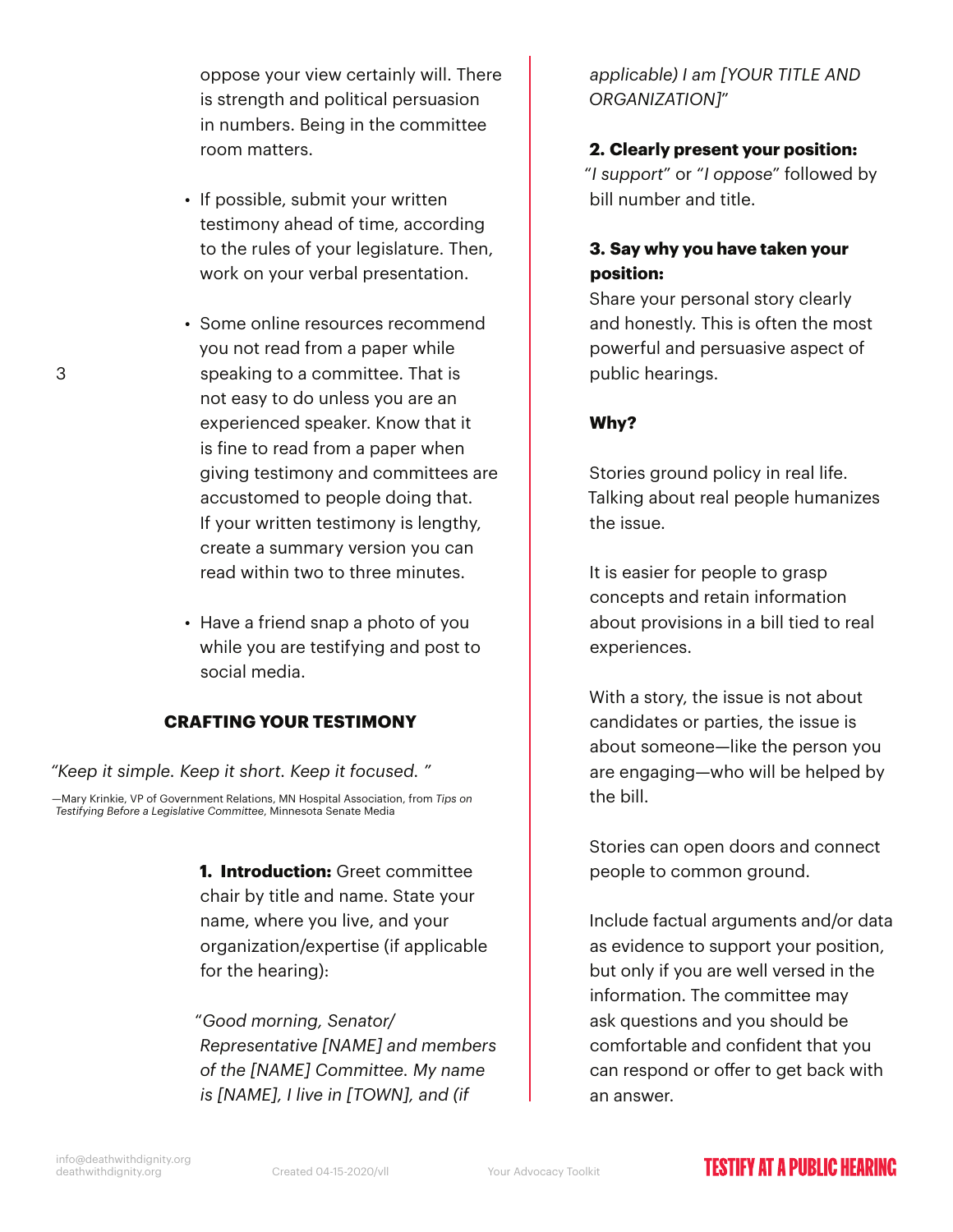oppose your view certainly will. There is strength and political persuasion in numbers. Being in the committee room matters.

- If possible, submit your written testimony ahead of time, according to the rules of your legislature. Then, work on your verbal presentation.
- Some online resources recommend you not read from a paper while speaking to a committee. That is not easy to do unless you are an experienced speaker. Know that it is fine to read from a paper when giving testimony and committees are accustomed to people doing that. If your written testimony is lengthy, create a summary version you can read within two to three minutes.
- Have a friend snap a photo of you while you are testifying and post to social media.

## CRAFTING YOUR TESTIMONY

*"Keep it simple. Keep it short. Keep it focused. "*

—Mary Krinkie, VP of Government Relations, MN Hospital Association, from *Tips on Testifying Before a Legislative Committee*, Minnesota Senate Media

**1. Introduction:** Greet committee chair by title and name. State your name, where you live, and your organization/expertise (if applicable for the hearing):

"*Good morning, Senator/ Representative [NAME] and members of the [NAME] Committee. My name is [NAME], I live in [TOWN], and (if applicable) I am [YOUR TITLE AND ORGANIZATION]*"

**2. Clearly present your position:** "*I support*" or "*I oppose*" followed by bill number and title.

**3. Say why you have taken your position:** Share your personal story clearly and honestly. This is often the most powerful and persuasive aspect of public hearings.

**Why?**

Stories ground policy in real life. Talking about real people humanizes the issue.

It is easier for people to grasp concepts and retain information about provisions in a bill tied to real experiences.

With a story, the issue is not about candidates or parties, the issue is about someone—like the person you are engaging—who will be helped by the bill.

Stories can open doors and connect people to common ground.

Include factual arguments and/or data as evidence to support your position, but only if you are well versed in the information. The committee may ask questions and you should be comfortable and confident that you can respond or offer to get back with an answer.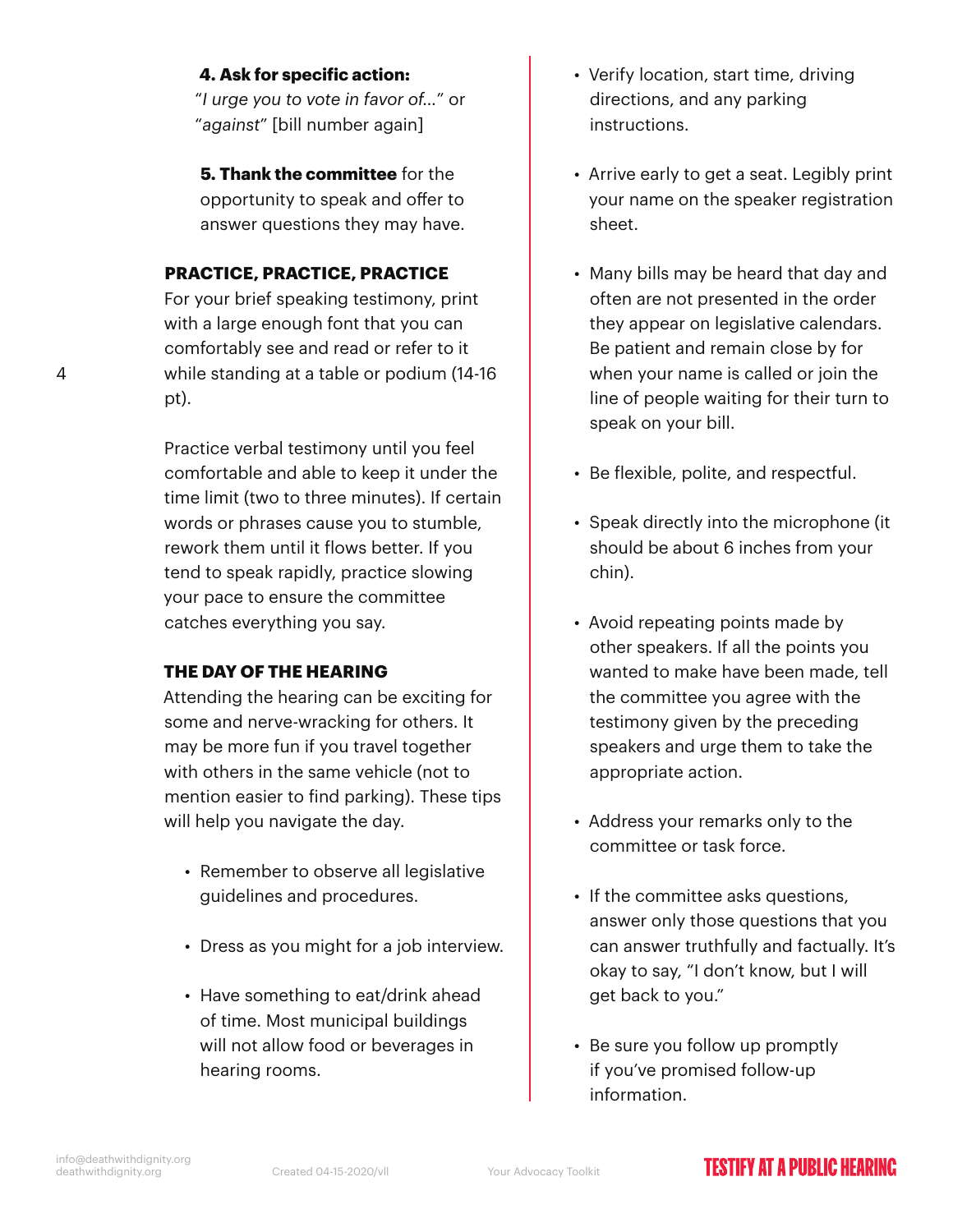**4. Ask for specific action:** "*I urge you to vote in favor of...*" or "*against*" [bill number again]

**5. Thank the committee** for the opportunity to speak and offer to answer questions they may have.

## PRACTICE, PRACTICE, PRACTICE

For your brief speaking testimony, print with a large enough font that you can comfortably see and read or refer to it while standing at a table or podium (14-16 pt).

Practice verbal testimony until you feel comfortable and able to keep it under the time limit (two to three minutes). If certain words or phrases cause you to stumble, rework them until it flows better. If you tend to speak rapidly, practice slowing your pace to ensure the committee catches everything you say.

## THE DAY OF THE HEARING

Attending the hearing can be exciting for some and nerve-wracking for others. It may be more fun if you travel together with others in the same vehicle (not to mention easier to find parking). These tips will help you navigate the day.

- Remember to observe all legislative guidelines and procedures.
- Dress as you might for a job interview.
- Have something to eat/drink ahead of time. Most municipal buildings will not allow food or beverages in hearing rooms.
- Verify location, start time, driving directions, and any parking instructions.
- Arrive early to get a seat. Legibly print your name on the speaker registration sheet.
- Many bills may be heard that day and often are not presented in the order they appear on legislative calendars. Be patient and remain close by for when your name is called or join the line of people waiting for their turn to speak on your bill.
- Be flexible, polite, and respectful.
- Speak directly into the microphone (it should be about 6 inches from your chin).
- Avoid repeating points made by other speakers. If all the points you wanted to make have been made, tell the committee you agree with the testimony given by the preceding speakers and urge them to take the appropriate action.
- Address your remarks only to the committee or task force.
- If the committee asks questions, answer only those questions that you can answer truthfully and factually. It's okay to say, "I don't know, but I will get back to you."
- Be sure you follow up promptly if you've promised follow-up information.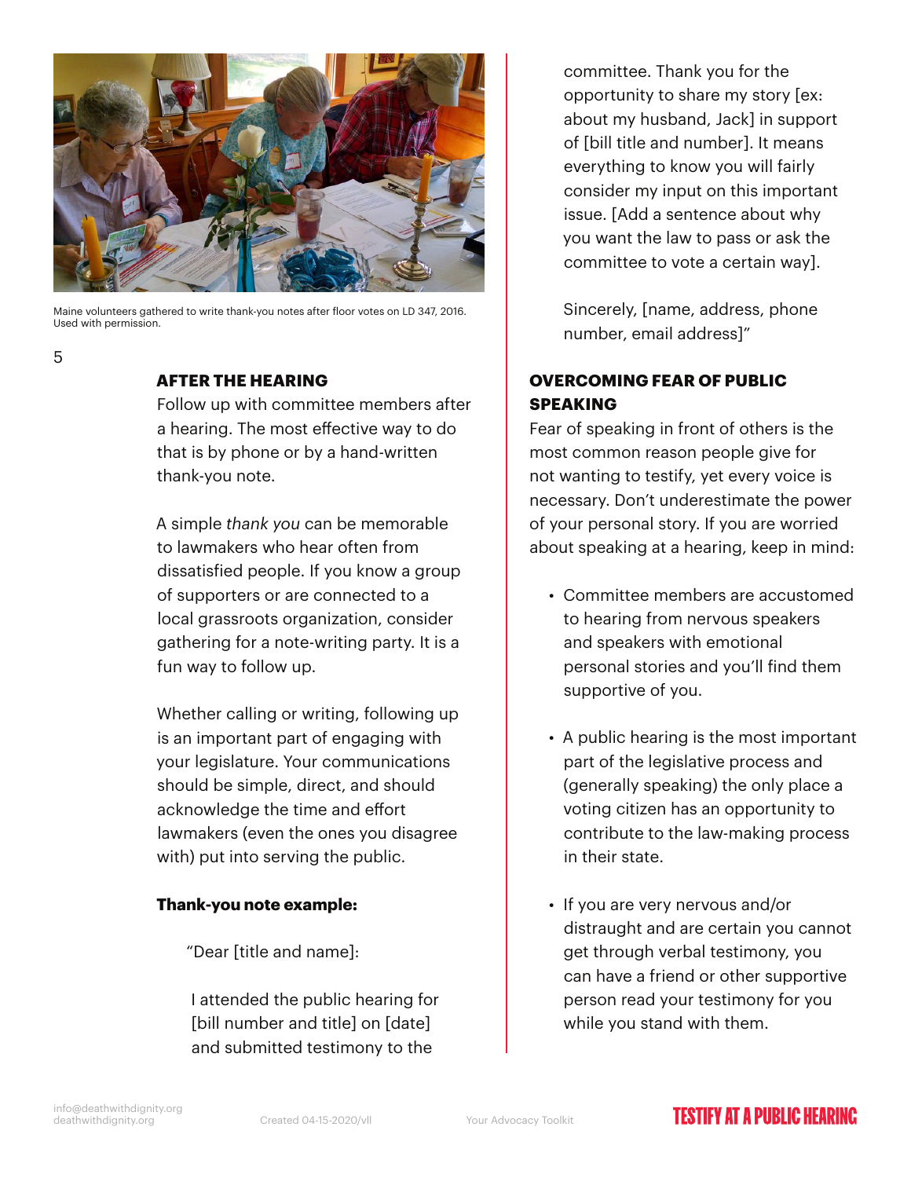Maine volunteers gathered to write thank-you notes after floor votes on LD 347, 2016. Used with permission.

## AFTER THE HEARING

Follow up with committee members after a hearing. The most effective way to do that is by phone or by a hand-written thank-you note.

A simple *thank you* can be memorable to lawmakers who hear often from dissatisfied people. If you know a group of supporters or are connected to a local grassroots organization, consider gathering for a note-writing party. It is a fun way to follow up.

Whether calling or writing, following up is an important part of engaging with your legislature. Your communications should be simple, direct, and should acknowledge the time and effort lawmakers (even the ones you disagree with) put into serving the public.

**Thank-you note example:**

> "Dear [title and name]:
>
> I attended the public hearing for [bill number and title] on [date] and submitted testimony to the committee. Thank you for the opportunity to share my story [ex: about my husband, Jack] in support of [bill title and number]. It means everything to know you will fairly consider my input on this important issue. [Add a sentence about why you want the law to pass or ask the committee to vote a certain way].
>
> Sincerely, [name, address, phone number, email address]"

## OVERCOMING FEAR OF PUBLIC SPEAKING

Fear of speaking in front of others is the most common reason people give for not wanting to testify, yet every voice is necessary. Don't underestimate the power of your personal story. If you are worried about speaking at a hearing, keep in mind:

- Committee members are accustomed to hearing from nervous speakers and speakers with emotional personal stories and you'll find them supportive of you.
- A public hearing is the most important part of the legislative process and (generally speaking) the only place a voting citizen has an opportunity to contribute to the law-making process in their state.
- If you are very nervous and/or distraught and are certain you cannot get through verbal testimony, you can have a friend or other supportive person read your testimony for you while you stand with them.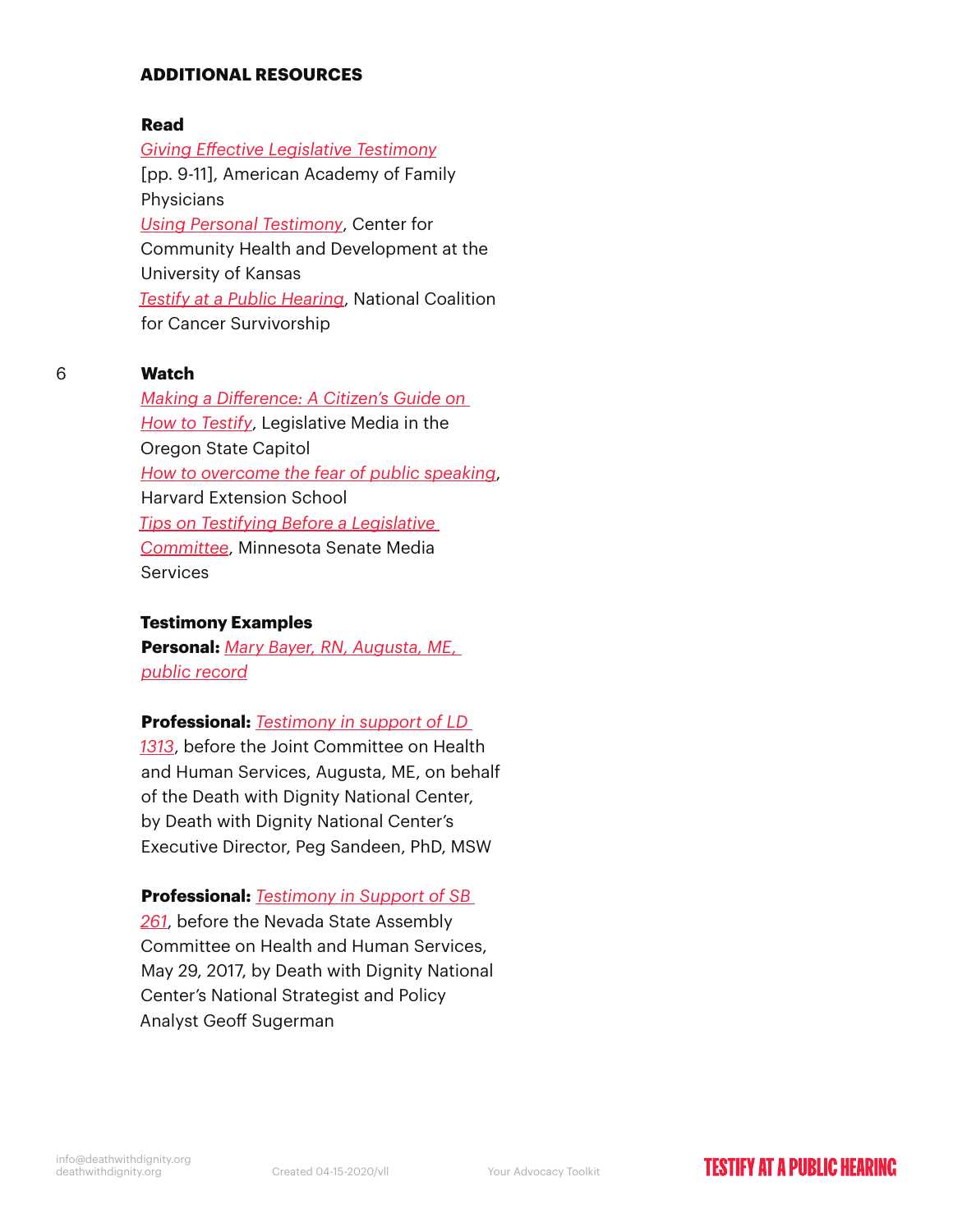## ADDITIONAL RESOURCES

### Read

*Giving Effective Legislative Testimony* [pp. 9-11], American Academy of Family Physicians

*Using Personal Testimony*, Center for Community Health and Development at the University of Kansas

*Testify at a Public Hearing*, National Coalition for Cancer Survivorship

### Watch

*Making a Difference: A Citizen's Guide on How to Testify*, Legislative Media in the Oregon State Capitol

*How to overcome the fear of public speaking*, Harvard Extension School

*Tips on Testifying Before a Legislative Committee*, Minnesota Senate Media Services

### Testimony Examples

**Personal:** *Mary Bayer, RN, Augusta, ME, public record*

**Professional:** *Testimony in support of LD 1313*, before the Joint Committee on Health and Human Services, Augusta, ME, on behalf of the Death with Dignity National Center, by Death with Dignity National Center's Executive Director, Peg Sandeen, PhD, MSW

**Professional:** *Testimony in Support of SB 261*, before the Nevada State Assembly Committee on Health and Human Services, May 29, 2017, by Death with Dignity National Center's National Strategist and Policy Analyst Geoff Sugerman